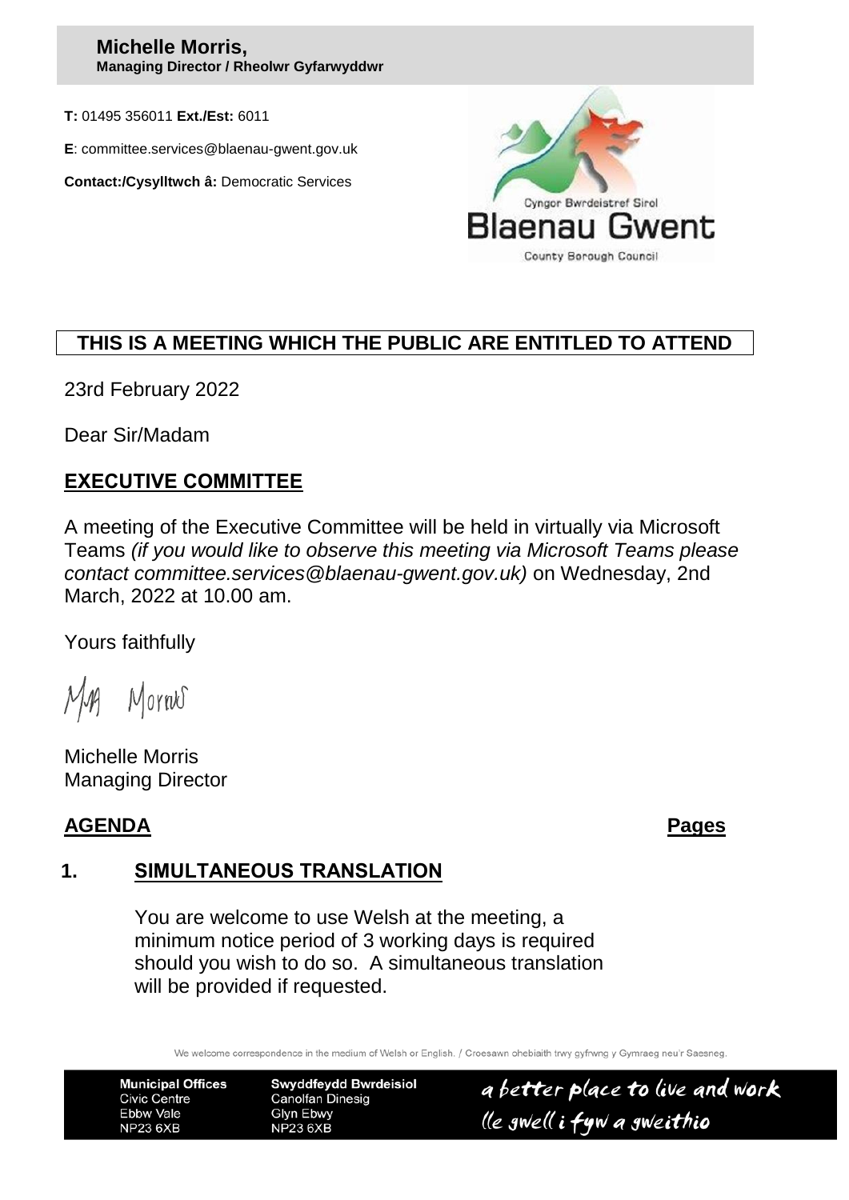**Michelle Morris,**
**Managing Director / Rheolwr Gyfarwyddwr**

**T:** 01495 356011 **Ext./Est:** 6011

**E**: committee.services@blaenau-gwent.gov.uk

**Contact:/Cysylltwch â:** Democratic Services

Cyngor Bwrdeistref Sirol
Blaenau Gwent
County Borough Council

**THIS IS A MEETING WHICH THE PUBLIC ARE ENTITLED TO ATTEND**

23rd February 2022

Dear Sir/Madam

## EXECUTIVE COMMITTEE

A meeting of the Executive Committee will be held in virtually via Microsoft Teams *(if you would like to observe this meeting via Microsoft Teams please contact committee.services@blaenau-gwent.gov.uk)* on Wednesday, 2nd March, 2022 at 10.00 am.

Yours faithfully

Michelle Morris
Managing Director

## AGENDA — Pages

### 1. SIMULTANEOUS TRANSLATION

You are welcome to use Welsh at the meeting, a minimum notice period of 3 working days is required should you wish to do so. A simultaneous translation will be provided if requested.

We welcome correspondence in the medium of Welsh or English. / Croesawn ohebiaith trwy gyfrwng y Cymraeg neu'r Saesneg.

| Municipal Offices | Swyddfeydd Bwrdeisiol |
|---|---|
| Civic Centre | Canolfan Dinesig |
| Ebbw Vale | Glyn Ebwy |
| NP23 6XB | NP23 6XB |

a better place to live and work
lle gwell i fyw a gweithio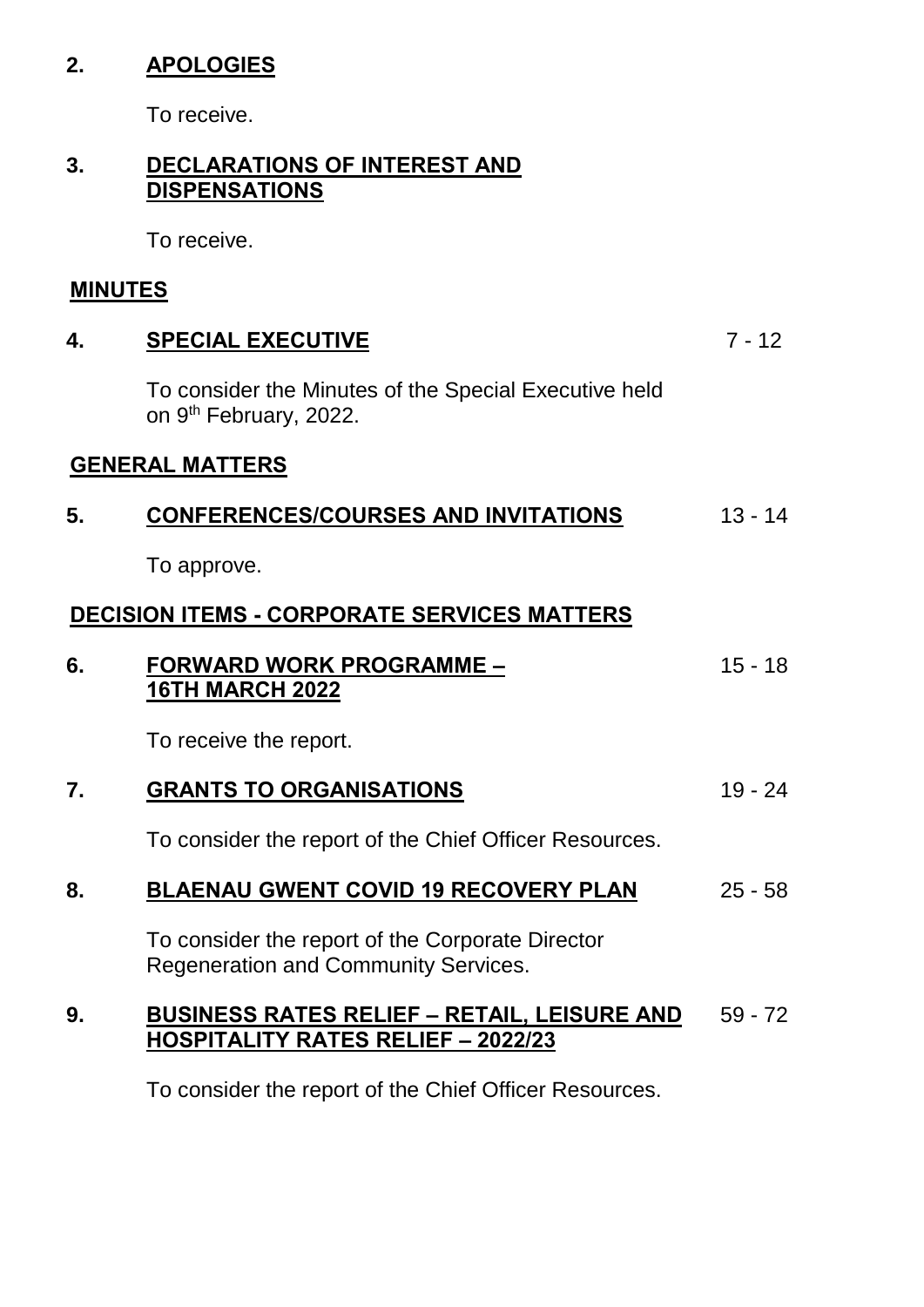**2. APOLOGIES**

To receive.

**3. DECLARATIONS OF INTEREST AND DISPENSATIONS**

To receive.

**MINUTES**

**4. SPECIAL EXECUTIVE** 7 - 12

To consider the Minutes of the Special Executive held on 9th February, 2022.

**GENERAL MATTERS**

**5. CONFERENCES/COURSES AND INVITATIONS** 13 - 14

To approve.

**DECISION ITEMS - CORPORATE SERVICES MATTERS**

**6. FORWARD WORK PROGRAMME – 16TH MARCH 2022** 15 - 18

To receive the report.

**7. GRANTS TO ORGANISATIONS** 19 - 24

To consider the report of the Chief Officer Resources.

**8. BLAENAU GWENT COVID 19 RECOVERY PLAN** 25 - 58

To consider the report of the Corporate Director Regeneration and Community Services.

**9. BUSINESS RATES RELIEF – RETAIL, LEISURE AND HOSPITALITY RATES RELIEF – 2022/23** 59 - 72

To consider the report of the Chief Officer Resources.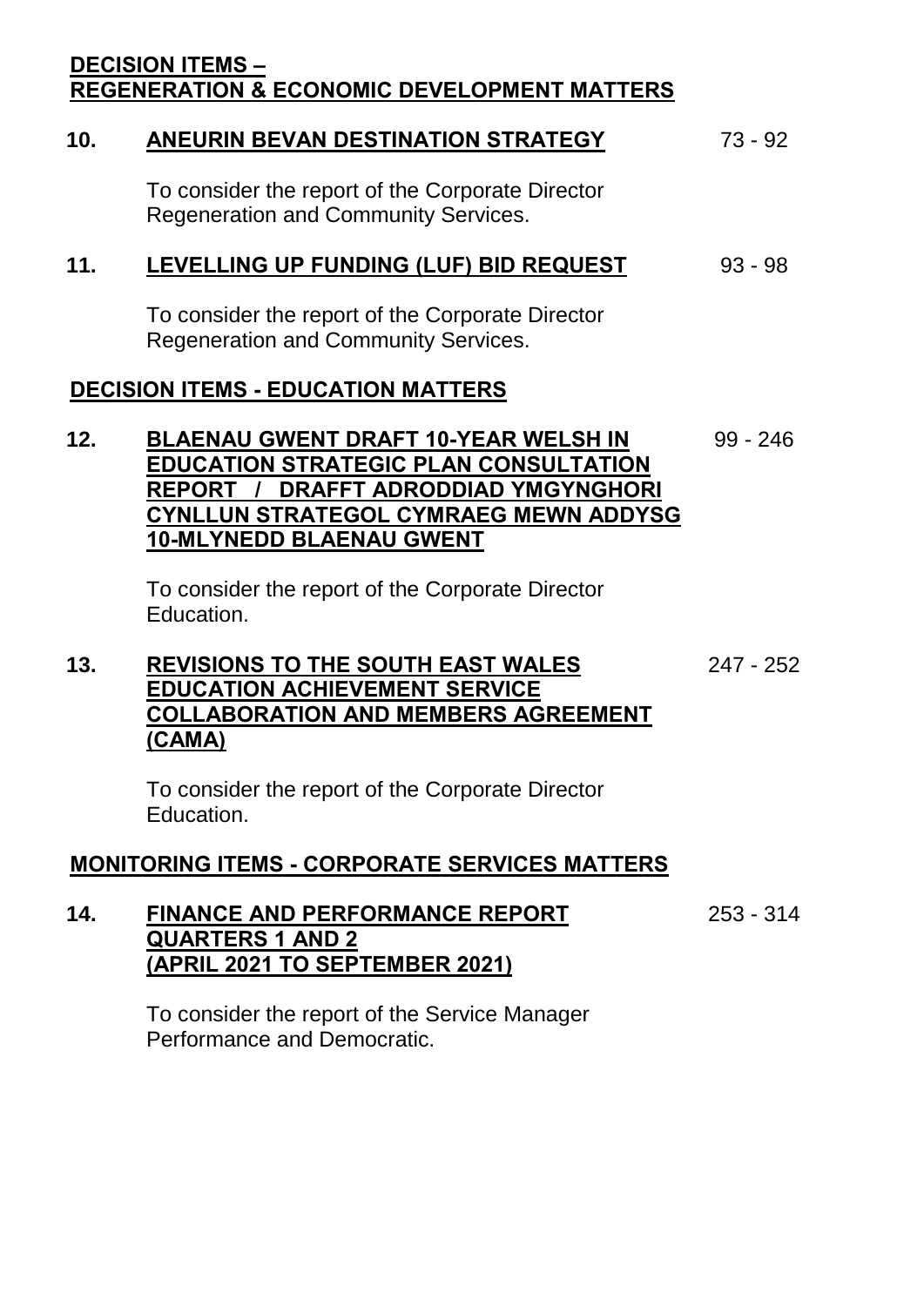## DECISION ITEMS – REGENERATION & ECONOMIC DEVELOPMENT MATTERS

**10. ANEURIN BEVAN DESTINATION STRATEGY** 73 - 92

To consider the report of the Corporate Director Regeneration and Community Services.

**11. LEVELLING UP FUNDING (LUF) BID REQUEST** 93 - 98

To consider the report of the Corporate Director Regeneration and Community Services.

## DECISION ITEMS - EDUCATION MATTERS

**12. BLAENAU GWENT DRAFT 10-YEAR WELSH IN EDUCATION STRATEGIC PLAN CONSULTATION REPORT / DRAFFT ADRODDIAD YMGYNGHORI CYNLLUN STRATEGOL CYMRAEG MEWN ADDYSG 10-MLYNEDD BLAENAU GWENT** 99 - 246

To consider the report of the Corporate Director Education.

**13. REVISIONS TO THE SOUTH EAST WALES EDUCATION ACHIEVEMENT SERVICE COLLABORATION AND MEMBERS AGREEMENT (CAMA)** 247 - 252

To consider the report of the Corporate Director Education.

## MONITORING ITEMS - CORPORATE SERVICES MATTERS

**14. FINANCE AND PERFORMANCE REPORT QUARTERS 1 AND 2 (APRIL 2021 TO SEPTEMBER 2021)** 253 - 314

To consider the report of the Service Manager Performance and Democratic.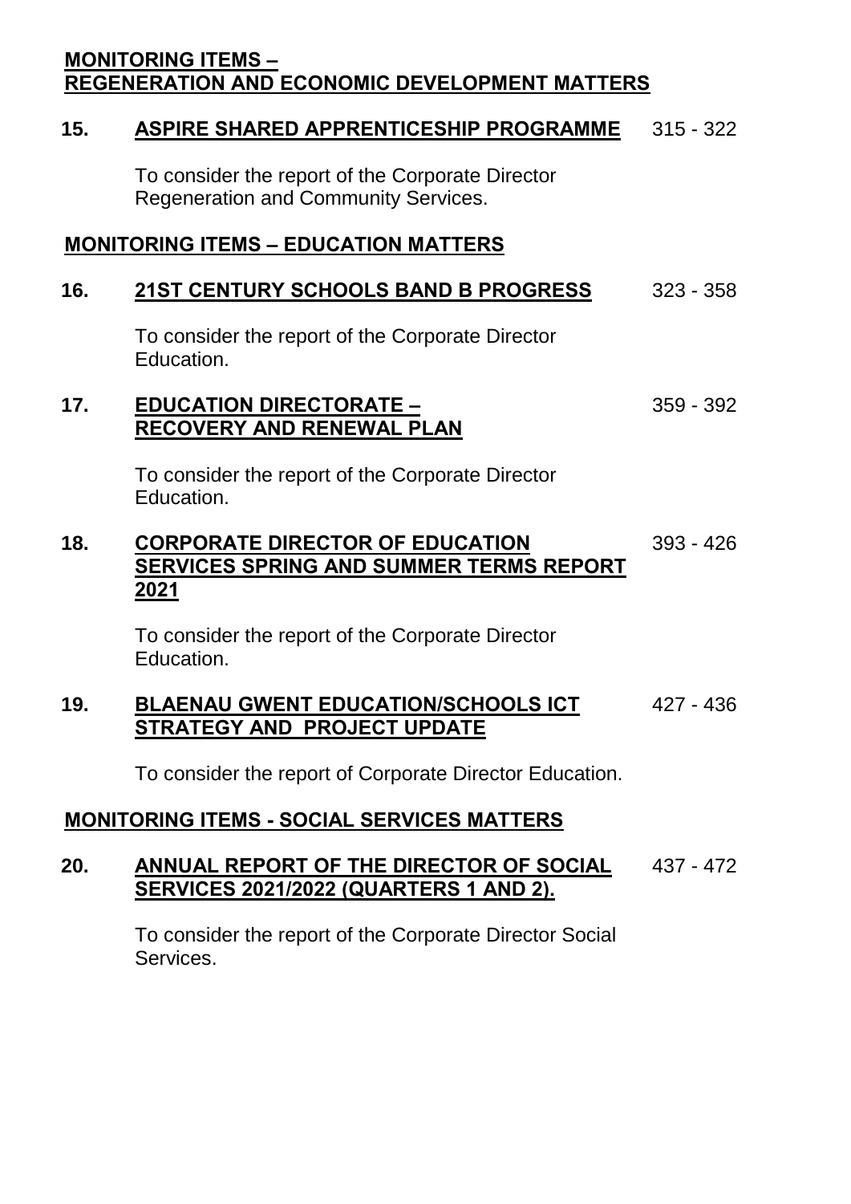**MONITORING ITEMS –**
**REGENERATION AND ECONOMIC DEVELOPMENT MATTERS**

**15. ASPIRE SHARED APPRENTICESHIP PROGRAMME** 315 - 322

To consider the report of the Corporate Director Regeneration and Community Services.

**MONITORING ITEMS – EDUCATION MATTERS**

**16. 21ST CENTURY SCHOOLS BAND B PROGRESS** 323 - 358

To consider the report of the Corporate Director Education.

**17. EDUCATION DIRECTORATE – RECOVERY AND RENEWAL PLAN** 359 - 392

To consider the report of the Corporate Director Education.

**18. CORPORATE DIRECTOR OF EDUCATION SERVICES SPRING AND SUMMER TERMS REPORT 2021** 393 - 426

To consider the report of the Corporate Director Education.

**19. BLAENAU GWENT EDUCATION/SCHOOLS ICT STRATEGY AND PROJECT UPDATE** 427 - 436

To consider the report of Corporate Director Education.

**MONITORING ITEMS - SOCIAL SERVICES MATTERS**

**20. ANNUAL REPORT OF THE DIRECTOR OF SOCIAL SERVICES 2021/2022 (QUARTERS 1 AND 2).** 437 - 472

To consider the report of the Corporate Director Social Services.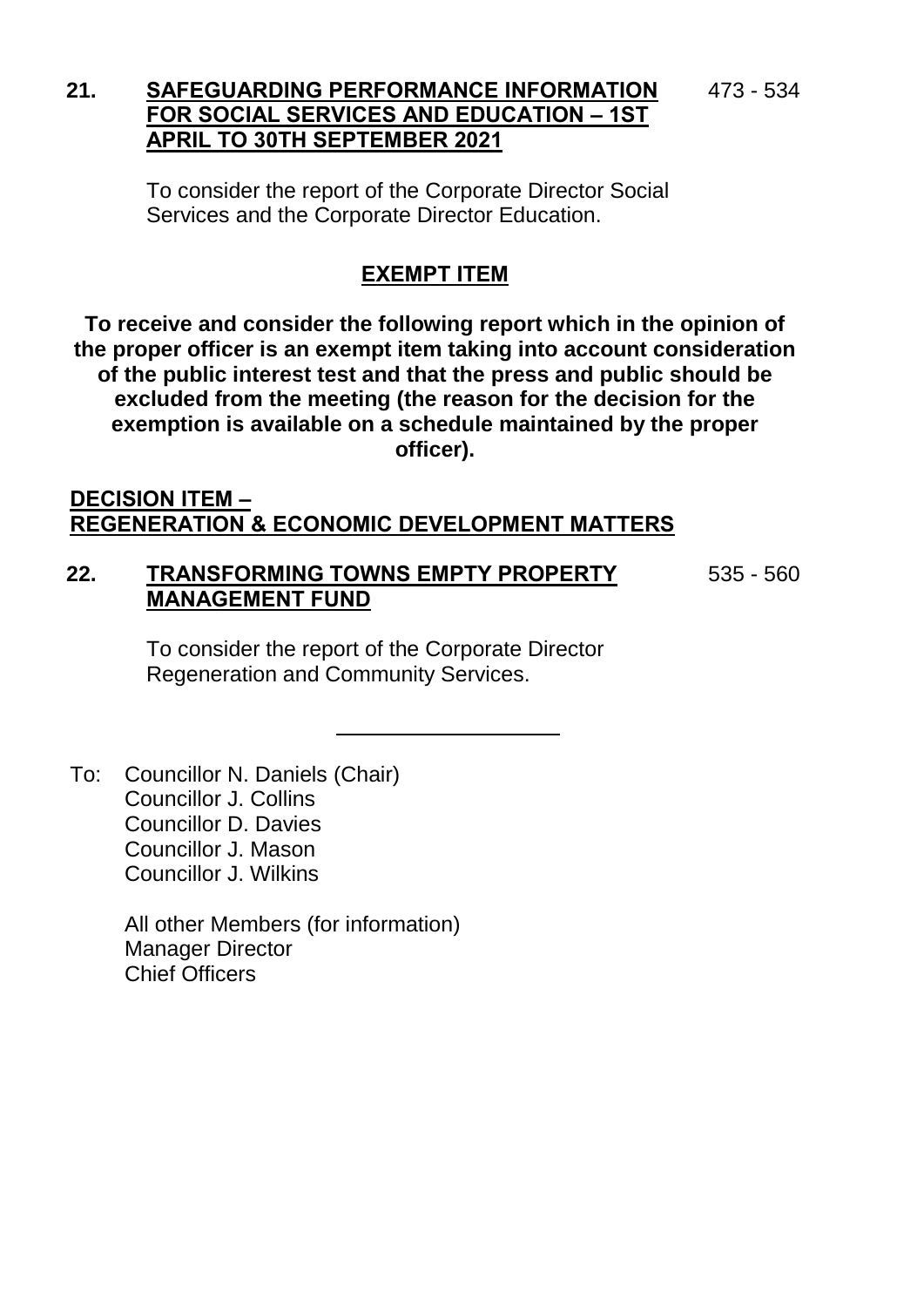**21. SAFEGUARDING PERFORMANCE INFORMATION FOR SOCIAL SERVICES AND EDUCATION – 1ST APRIL TO 30TH SEPTEMBER 2021** 473 - 534

To consider the report of the Corporate Director Social Services and the Corporate Director Education.

## EXEMPT ITEM

**To receive and consider the following report which in the opinion of the proper officer is an exempt item taking into account consideration of the public interest test and that the press and public should be excluded from the meeting (the reason for the decision for the exemption is available on a schedule maintained by the proper officer).**

**DECISION ITEM – REGENERATION & ECONOMIC DEVELOPMENT MATTERS**

**22. TRANSFORMING TOWNS EMPTY PROPERTY MANAGEMENT FUND** 535 - 560

To consider the report of the Corporate Director Regeneration and Community Services.

---

To: Councillor N. Daniels (Chair)
Councillor J. Collins
Councillor D. Davies
Councillor J. Mason
Councillor J. Wilkins

All other Members (for information)
Manager Director
Chief Officers